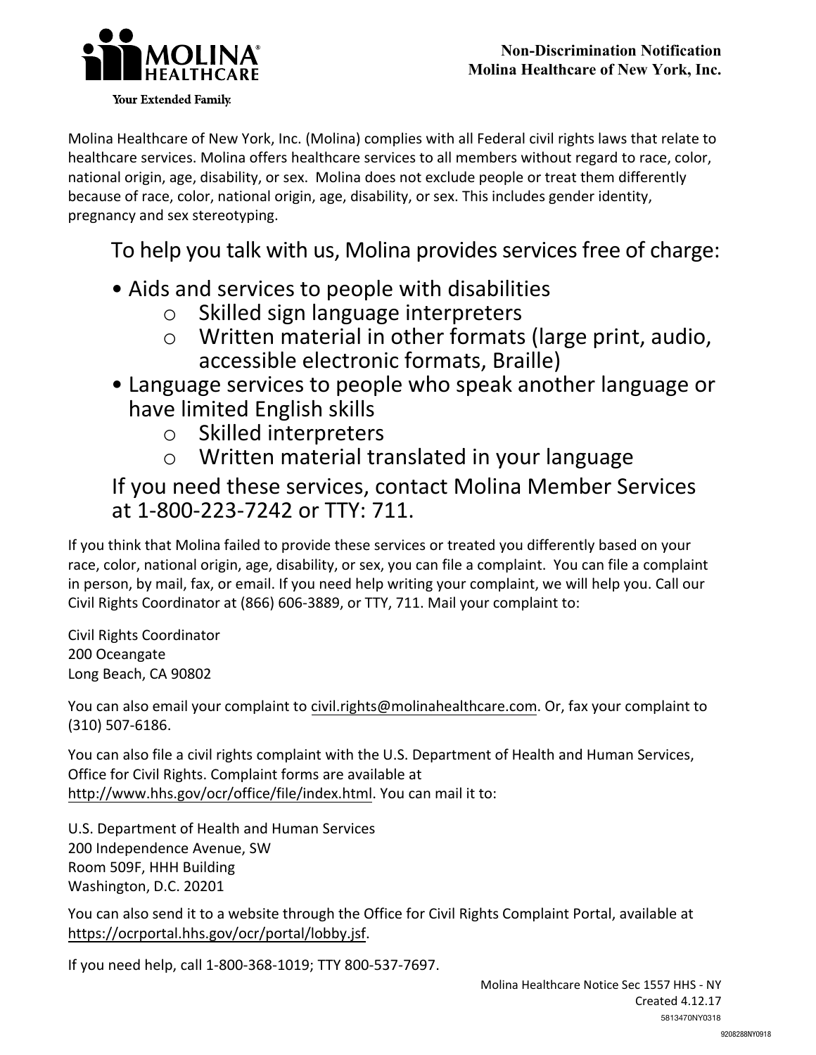**Non-Discrimination Notification**
**Molina Healthcare of New York, Inc.**

Molina Healthcare of New York, Inc. (Molina) complies with all Federal civil rights laws that relate to healthcare services. Molina offers healthcare services to all members without regard to race, color, national origin, age, disability, or sex. Molina does not exclude people or treat them differently because of race, color, national origin, age, disability, or sex. This includes gender identity, pregnancy and sex stereotyping.

## To help you talk with us, Molina provides services free of charge:

- Aids and services to people with disabilities
  - Skilled sign language interpreters
  - Written material in other formats (large print, audio, accessible electronic formats, Braille)
- Language services to people who speak another language or have limited English skills
  - Skilled interpreters
  - Written material translated in your language

## If you need these services, contact Molina Member Services at 1-800-223-7242 or TTY: 711.

If you think that Molina failed to provide these services or treated you differently based on your race, color, national origin, age, disability, or sex, you can file a complaint. You can file a complaint in person, by mail, fax, or email. If you need help writing your complaint, we will help you. Call our Civil Rights Coordinator at (866) 606-3889, or TTY, 711. Mail your complaint to:

Civil Rights Coordinator
200 Oceangate
Long Beach, CA 90802

You can also email your complaint to civil.rights@molinahealthcare.com. Or, fax your complaint to (310) 507-6186.

You can also file a civil rights complaint with the U.S. Department of Health and Human Services, Office for Civil Rights. Complaint forms are available at http://www.hhs.gov/ocr/office/file/index.html. You can mail it to:

U.S. Department of Health and Human Services
200 Independence Avenue, SW
Room 509F, HHH Building
Washington, D.C. 20201

You can also send it to a website through the Office for Civil Rights Complaint Portal, available at https://ocrportal.hhs.gov/ocr/portal/lobby.jsf.

If you need help, call 1-800-368-1019; TTY 800-537-7697.

Molina Healthcare Notice Sec 1557 HHS - NY
Created 4.12.17
5813470NY0318
9208288NY0918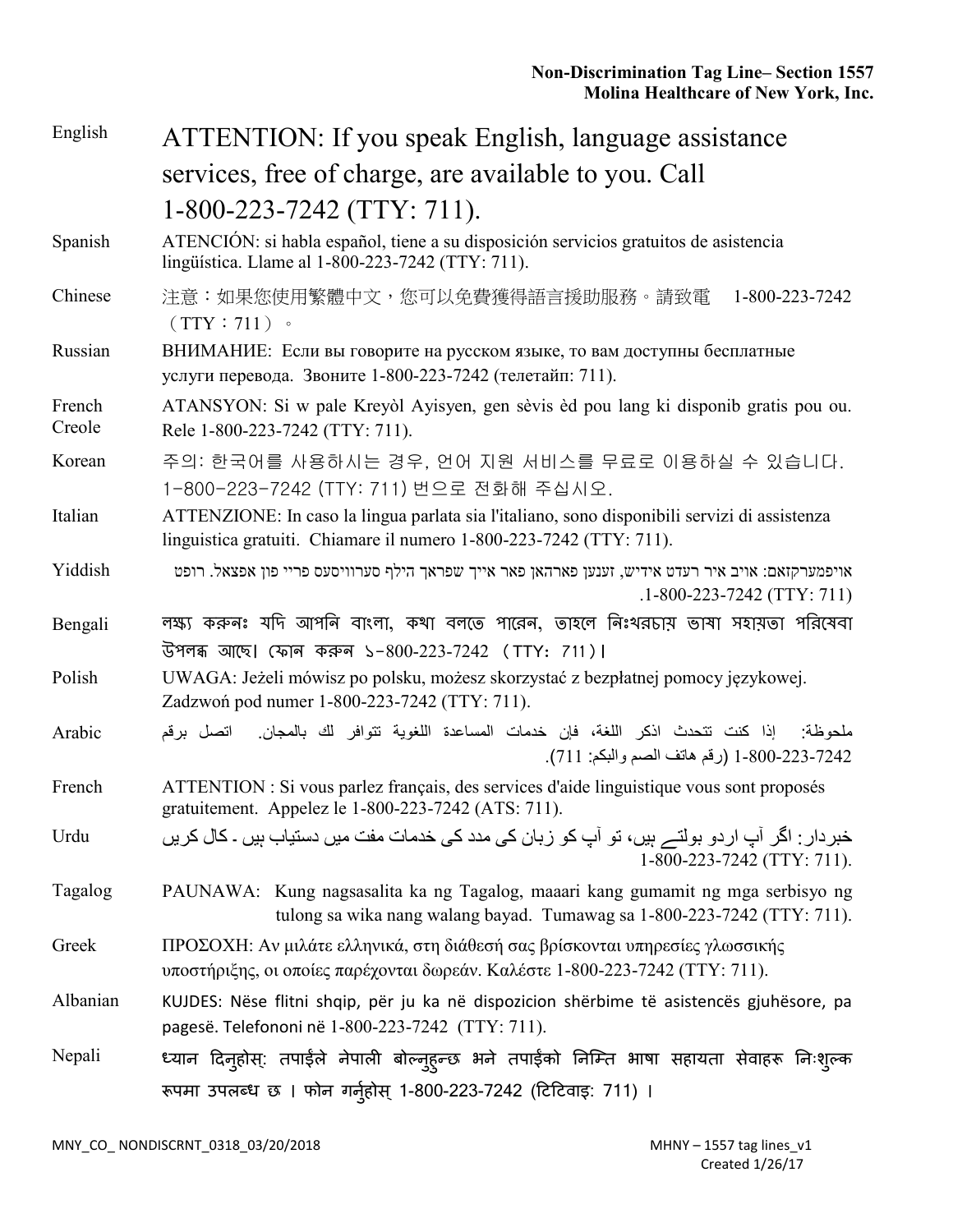**Non-Discrimination Tag Line– Section 1557**
**Molina Healthcare of New York, Inc.**

| | |
|---|---|
| English | ATTENTION: If you speak English, language assistance services, free of charge, are available to you. Call 1-800-223-7242 (TTY: 711). |
| Spanish | ATENCIÓN: si habla español, tiene a su disposición servicios gratuitos de asistencia lingüística. Llame al 1-800-223-7242 (TTY: 711). |
| Chinese | 注意：如果您使用繁體中文，您可以免費獲得語言援助服務。請致電 1-800-223-7242（TTY：711）。 |
| Russian | ВНИМАНИЕ: Если вы говорите на русском языке, то вам доступны бесплатные услуги перевода. Звоните 1-800-223-7242 (телетайп: 711). |
| French Creole | ATANSYON: Si w pale Kreyòl Ayisyen, gen sèvis èd pou lang ki disponib gratis pou ou. Rele 1-800-223-7242 (TTY: 711). |
| Korean | 주의: 한국어를 사용하시는 경우, 언어 지원 서비스를 무료로 이용하실 수 있습니다. 1-800-223-7242 (TTY: 711) 번으로 전화해 주십시오. |
| Italian | ATTENZIONE: In caso la lingua parlata sia l'italiano, sono disponibili servizi di assistenza linguistica gratuiti. Chiamare il numero 1-800-223-7242 (TTY: 711). |
| Yiddish | אויפמערקזאם: אויב איר רעדט אידיש, זענען פארהאן פאר אייך שפראך הילף סערוויסעס פריי פון אפצאל. רופט 1-800-223-7242 (TTY: 711). |
| Bengali | লক্ষ্য করুনঃ যদি আপনি বাংলা, কথা বলতে পারেন, তাহলে নিঃখরচায় ভাষা সহায়তা পরিষেবা উপলব্ধ আছে। ফোন করুন ১-800-223-7242 (TTY: 711)। |
| Polish | UWAGA: Jeżeli mówisz po polsku, możesz skorzystać z bezpłatnej pomocy językowej. Zadzwoń pod numer 1-800-223-7242 (TTY: 711). |
| Arabic | ملحوظة: إذا كنت تتحدث اذكر اللغة، فإن خدمات المساعدة اللغوية تتوافر لك بالمجان. اتصل برقم 1-800-223-7242 (رقم هاتف الصم والبكم: 711). |
| French | ATTENTION : Si vous parlez français, des services d'aide linguistique vous sont proposés gratuitement. Appelez le 1-800-223-7242 (ATS: 711). |
| Urdu | خبردار: اگر آپ اردو بولتے ہیں، تو آپ کو زبان کی مدد کی خدمات مفت میں دستیاب ہیں ۔ کال کریں 1-800-223-7242 (TTY: 711). |
| Tagalog | PAUNAWA: Kung nagsasalita ka ng Tagalog, maaari kang gumamit ng mga serbisyo ng tulong sa wika nang walang bayad. Tumawag sa 1-800-223-7242 (TTY: 711). |
| Greek | ΠΡΟΣΟΧΗ: Αν μιλάτε ελληνικά, στη διάθεσή σας βρίσκονται υπηρεσίες γλωσσικής υποστήριξης, οι οποίες παρέχονται δωρεάν. Καλέστε 1-800-223-7242 (TTY: 711). |
| Albanian | KUJDES: Nëse flitni shqip, për ju ka në dispozicion shërbime të asistencës gjuhësore, pa pagesë. Telefononi në 1-800-223-7242 (TTY: 711). |
| Nepali | ध्यान दिनुहोस्: तपाईंले नेपाली बोल्नुहुन्छ भने तपाईंको निम्ति भाषा सहायता सेवाहरू निःशुल्क रूपमा उपलब्ध छ । फोन गर्नुहोस् 1-800-223-7242 (टिटिवाइ: 711) । |

MNY_CO_ NONDISCRNT_0318_03/20/2018

MHNY – 1557 tag lines_v1
Created 1/26/17